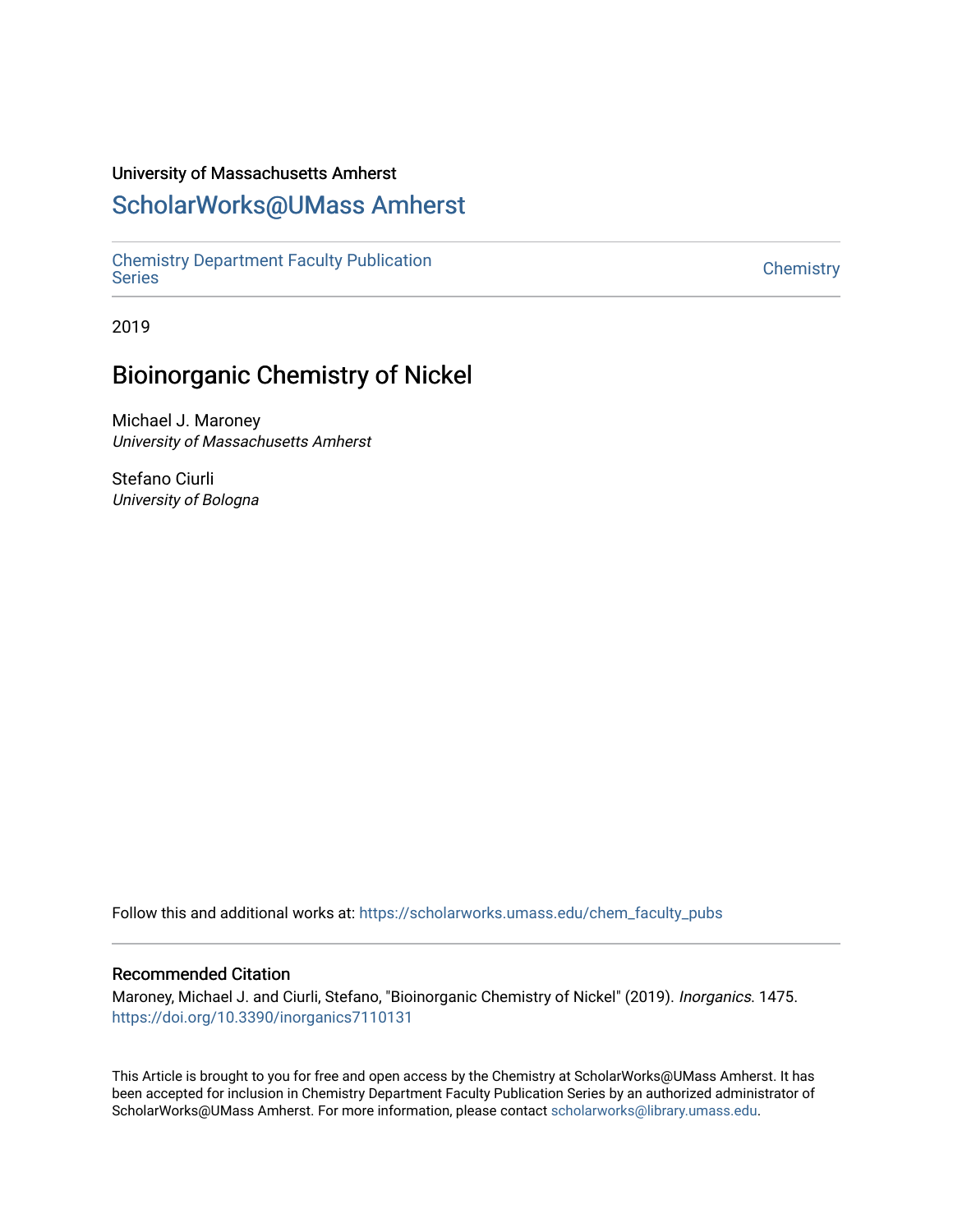University of Massachusetts Amherst

# ScholarWorks@UMass Amherst

Chemistry Department Faculty Publication Series

Chemistry

2019

## Bioinorganic Chemistry of Nickel

Michael J. Maroney
*University of Massachusetts Amherst*

Stefano Ciurli
*University of Bologna*

Follow this and additional works at: https://scholarworks.umass.edu/chem_faculty_pubs

### Recommended Citation

Maroney, Michael J. and Ciurli, Stefano, "Bioinorganic Chemistry of Nickel" (2019). *Inorganics*. 1475.
https://doi.org/10.3390/inorganics7110131

This Article is brought to you for free and open access by the Chemistry at ScholarWorks@UMass Amherst. It has been accepted for inclusion in Chemistry Department Faculty Publication Series by an authorized administrator of ScholarWorks@UMass Amherst. For more information, please contact scholarworks@library.umass.edu.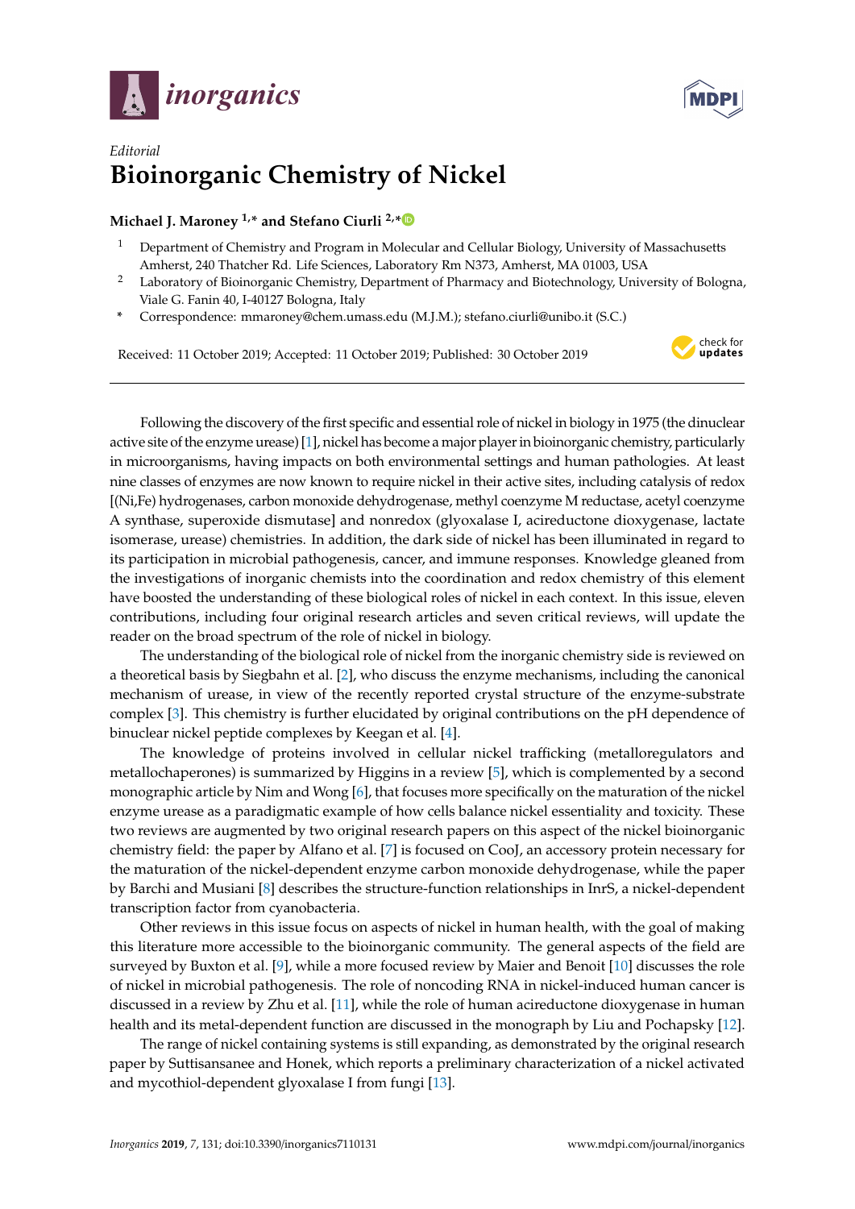*Editorial*

# Bioinorganic Chemistry of Nickel

**Michael J. Maroney [1,*] and Stefano Ciurli [2,*]**

1 Department of Chemistry and Program in Molecular and Cellular Biology, University of Massachusetts Amherst, 240 Thatcher Rd. Life Sciences, Laboratory Rm N373, Amherst, MA 01003, USA
2 Laboratory of Bioinorganic Chemistry, Department of Pharmacy and Biotechnology, University of Bologna, Viale G. Fanin 40, I-40127 Bologna, Italy
* Correspondence: mmaroney@chem.umass.edu (M.J.M.); stefano.ciurli@unibo.it (S.C.)

Received: 11 October 2019; Accepted: 11 October 2019; Published: 30 October 2019

Following the discovery of the first specific and essential role of nickel in biology in 1975 (the dinuclear active site of the enzyme urease) [1], nickel has become a major player in bioinorganic chemistry, particularly in microorganisms, having impacts on both environmental settings and human pathologies. At least nine classes of enzymes are now known to require nickel in their active sites, including catalysis of redox [(Ni,Fe) hydrogenases, carbon monoxide dehydrogenase, methyl coenzyme M reductase, acetyl coenzyme A synthase, superoxide dismutase] and nonredox (glyoxalase I, acireductone dioxygenase, lactate isomerase, urease) chemistries. In addition, the dark side of nickel has been illuminated in regard to its participation in microbial pathogenesis, cancer, and immune responses. Knowledge gleaned from the investigations of inorganic chemists into the coordination and redox chemistry of this element have boosted the understanding of these biological roles of nickel in each context. In this issue, eleven contributions, including four original research articles and seven critical reviews, will update the reader on the broad spectrum of the role of nickel in biology.

The understanding of the biological role of nickel from the inorganic chemistry side is reviewed on a theoretical basis by Siegbahn et al. [2], who discuss the enzyme mechanisms, including the canonical mechanism of urease, in view of the recently reported crystal structure of the enzyme-substrate complex [3]. This chemistry is further elucidated by original contributions on the pH dependence of binuclear nickel peptide complexes by Keegan et al. [4].

The knowledge of proteins involved in cellular nickel trafficking (metalloregulators and metallochaperones) is summarized by Higgins in a review [5], which is complemented by a second monographic article by Nim and Wong [6], that focuses more specifically on the maturation of the nickel enzyme urease as a paradigmatic example of how cells balance nickel essentiality and toxicity. These two reviews are augmented by two original research papers on this aspect of the nickel bioinorganic chemistry field: the paper by Alfano et al. [7] is focused on CooJ, an accessory protein necessary for the maturation of the nickel-dependent enzyme carbon monoxide dehydrogenase, while the paper by Barchi and Musiani [8] describes the structure-function relationships in InrS, a nickel-dependent transcription factor from cyanobacteria.

Other reviews in this issue focus on aspects of nickel in human health, with the goal of making this literature more accessible to the bioinorganic community. The general aspects of the field are surveyed by Buxton et al. [9], while a more focused review by Maier and Benoit [10] discusses the role of nickel in microbial pathogenesis. The role of noncoding RNA in nickel-induced human cancer is discussed in a review by Zhu et al. [11], while the role of human acireductone dioxygenase in human health and its metal-dependent function are discussed in the monograph by Liu and Pochapsky [12].

The range of nickel containing systems is still expanding, as demonstrated by the original research paper by Suttisansanee and Honek, which reports a preliminary characterization of a nickel activated and mycothiol-dependent glyoxalase I from fungi [13].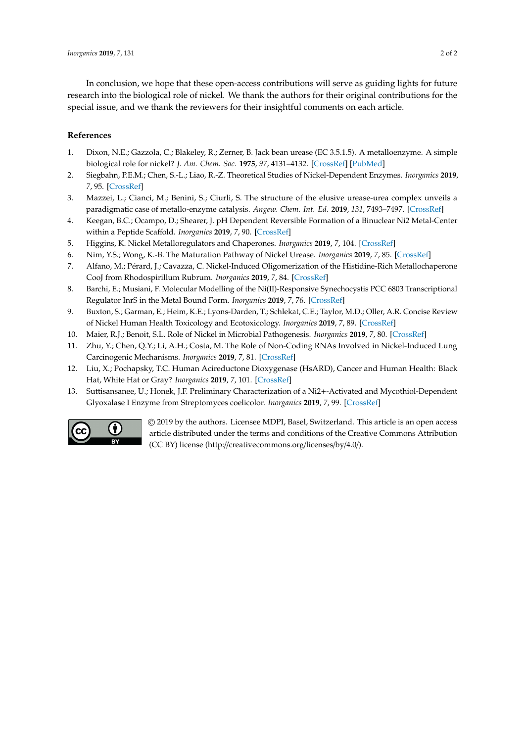In conclusion, we hope that these open-access contributions will serve as guiding lights for future research into the biological role of nickel. We thank the authors for their original contributions for the special issue, and we thank the reviewers for their insightful comments on each article.

## References

1. Dixon, N.E.; Gazzola, C.; Blakeley, R.; Zerner, B. Jack bean urease (EC 3.5.1.5). A metalloenzyme. A simple biological role for nickel? *J. Am. Chem. Soc.* **1975**, *97*, 4131–4132. [CrossRef] [PubMed]
2. Siegbahn, P.E.M.; Chen, S.-L.; Liao, R.-Z. Theoretical Studies of Nickel-Dependent Enzymes. *Inorganics* **2019**, *7*, 95. [CrossRef]
3. Mazzei, L.; Cianci, M.; Benini, S.; Ciurli, S. The structure of the elusive urease-urea complex unveils a paradigmatic case of metallo-enzyme catalysis. *Angew. Chem. Int. Ed.* **2019**, *131*, 7493–7497. [CrossRef]
4. Keegan, B.C.; Ocampo, D.; Shearer, J. pH Dependent Reversible Formation of a Binuclear Ni2 Metal-Center within a Peptide Scaffold. *Inorganics* **2019**, *7*, 90. [CrossRef]
5. Higgins, K. Nickel Metalloregulators and Chaperones. *Inorganics* **2019**, *7*, 104. [CrossRef]
6. Nim, Y.S.; Wong, K.-B. The Maturation Pathway of Nickel Urease. *Inorganics* **2019**, *7*, 85. [CrossRef]
7. Alfano, M.; Pérard, J.; Cavazza, C. Nickel-Induced Oligomerization of the Histidine-Rich Metallochaperone CooJ from Rhodospirillum Rubrum. *Inorganics* **2019**, *7*, 84. [CrossRef]
8. Barchi, E.; Musiani, F. Molecular Modelling of the Ni(II)-Responsive Synechocystis PCC 6803 Transcriptional Regulator InrS in the Metal Bound Form. *Inorganics* **2019**, *7*, 76. [CrossRef]
9. Buxton, S.; Garman, E.; Heim, K.E.; Lyons-Darden, T.; Schlekat, C.E.; Taylor, M.D.; Oller, A.R. Concise Review of Nickel Human Health Toxicology and Ecotoxicology. *Inorganics* **2019**, *7*, 89. [CrossRef]
10. Maier, R.J.; Benoit, S.L. Role of Nickel in Microbial Pathogenesis. *Inorganics* **2019**, *7*, 80. [CrossRef]
11. Zhu, Y.; Chen, Q.Y.; Li, A.H.; Costa, M. The Role of Non-Coding RNAs Involved in Nickel-Induced Lung Carcinogenic Mechanisms. *Inorganics* **2019**, *7*, 81. [CrossRef]
12. Liu, X.; Pochapsky, T.C. Human Acireductone Dioxygenase (HsARD), Cancer and Human Health: Black Hat, White Hat or Gray? *Inorganics* **2019**, *7*, 101. [CrossRef]
13. Suttisansanee, U.; Honek, J.F. Preliminary Characterization of a Ni2+-Activated and Mycothiol-Dependent Glyoxalase I Enzyme from Streptomyces coelicolor. *Inorganics* **2019**, *7*, 99. [CrossRef]

© 2019 by the authors. Licensee MDPI, Basel, Switzerland. This article is an open access article distributed under the terms and conditions of the Creative Commons Attribution (CC BY) license (http://creativecommons.org/licenses/by/4.0/).